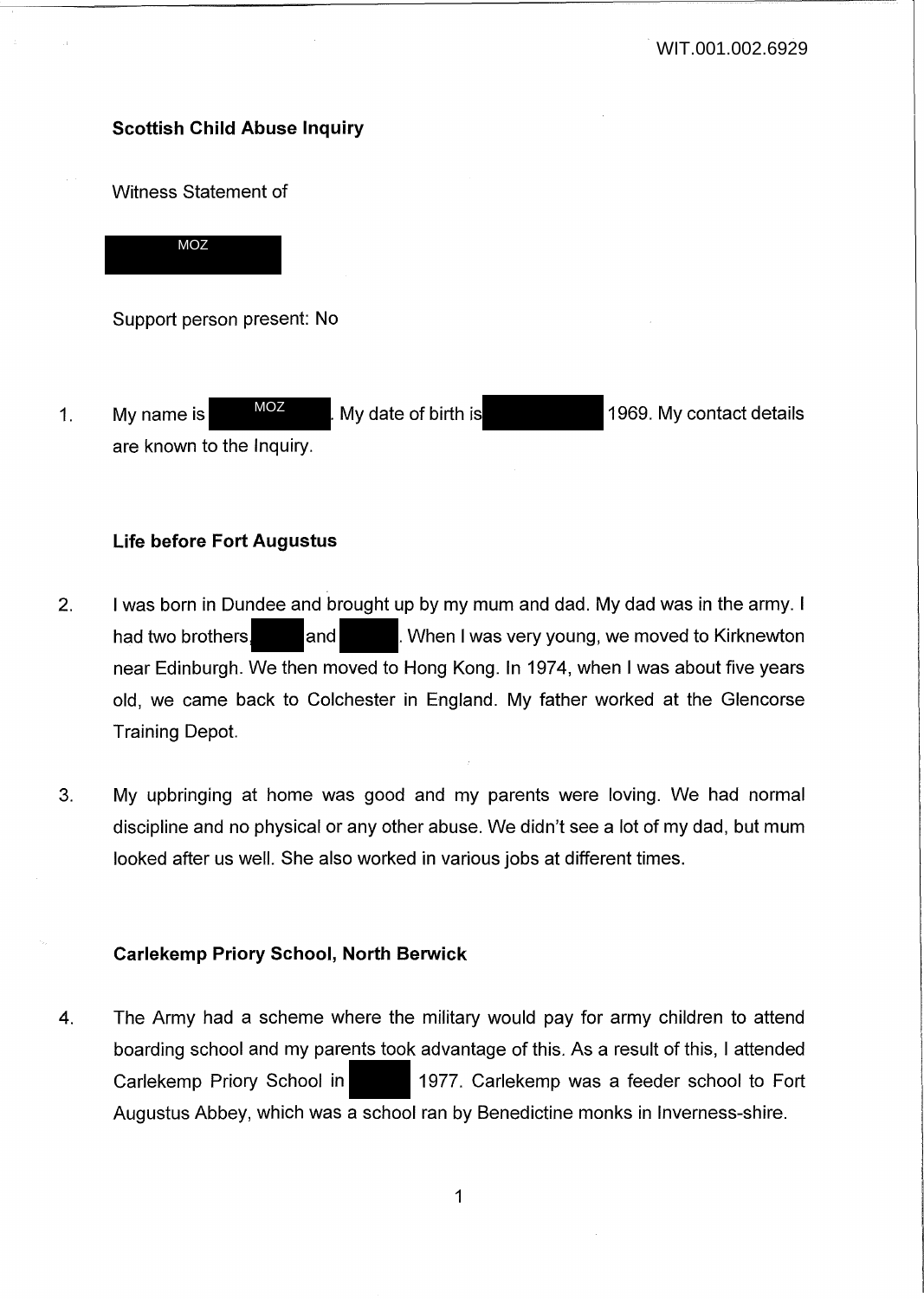WIT.001.002.6929

**Scottish Child Abuse Inquiry**

Witness Statement of

MOZ

Support person present: No

1. My name is MOZ. My date of birth is 1969. My contact details are known to the Inquiry.

**Life before Fort Augustus**

2. I was born in Dundee and brought up by my mum and dad. My dad was in the army. I had two brothers and . When I was very young, we moved to Kirknewton near Edinburgh. We then moved to Hong Kong. In 1974, when I was about five years old, we came back to Colchester in England. My father worked at the Glencorse Training Depot.

3. My upbringing at home was good and my parents were loving. We had normal discipline and no physical or any other abuse. We didn't see a lot of my dad, but mum looked after us well. She also worked in various jobs at different times.

**Carlekemp Priory School, North Berwick**

4. The Army had a scheme where the military would pay for army children to attend boarding school and my parents took advantage of this. As a result of this, I attended Carlekemp Priory School in 1977. Carlekemp was a feeder school to Fort Augustus Abbey, which was a school ran by Benedictine monks in Inverness-shire.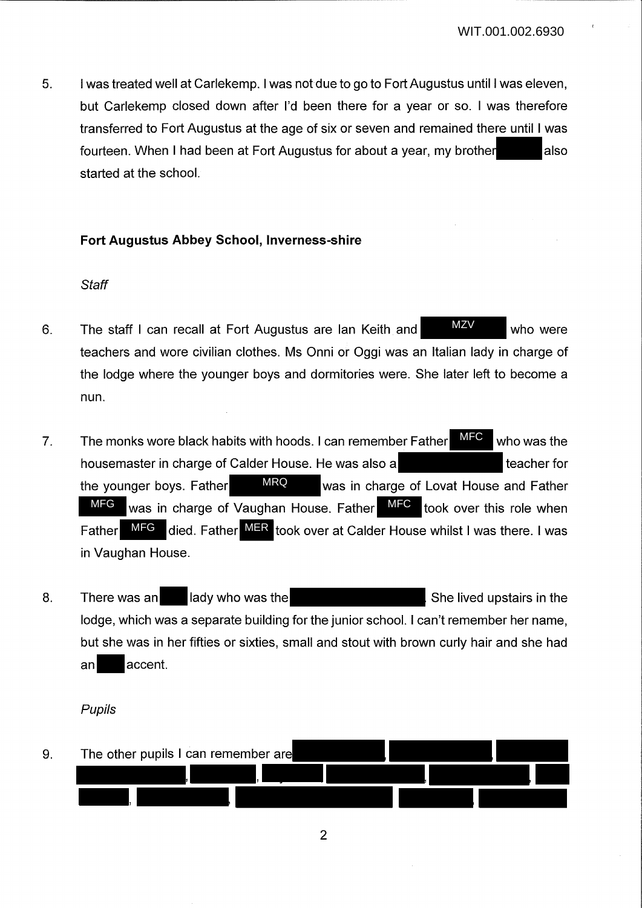5. I was treated well at Carlekemp. I was not due to go to Fort Augustus until I was eleven, but Carlekemp closed down after I'd been there for a year or so. I was therefore transferred to Fort Augustus at the age of six or seven and remained there until I was fourteen. When I had been at Fort Augustus for about a year, my brother [REDACTED] also started at the school.

**Fort Augustus Abbey School, Inverness-shire**

*Staff*

6. The staff I can recall at Fort Augustus are Ian Keith and MZV who were teachers and wore civilian clothes. Ms Onni or Oggi was an Italian lady in charge of the lodge where the younger boys and dormitories were. She later left to become a nun.

7. The monks wore black habits with hoods. I can remember Father MFC who was the housemaster in charge of Calder House. He was also a [REDACTED] teacher for the younger boys. Father MRQ was in charge of Lovat House and Father MFG was in charge of Vaughan House. Father MFC took over this role when Father MFG died. Father MER took over at Calder House whilst I was there. I was in Vaughan House.

8. There was an [REDACTED] lady who was the [REDACTED]. She lived upstairs in the lodge, which was a separate building for the junior school. I can't remember her name, but she was in her fifties or sixties, small and stout with brown curly hair and she had an [REDACTED] accent.

*Pupils*

9. The other pupils I can remember are [REDACTED], [REDACTED], [REDACTED], [REDACTED], [REDACTED], [REDACTED], [REDACTED], [REDACTED], [REDACTED], [REDACTED], [REDACTED], [REDACTED], [REDACTED]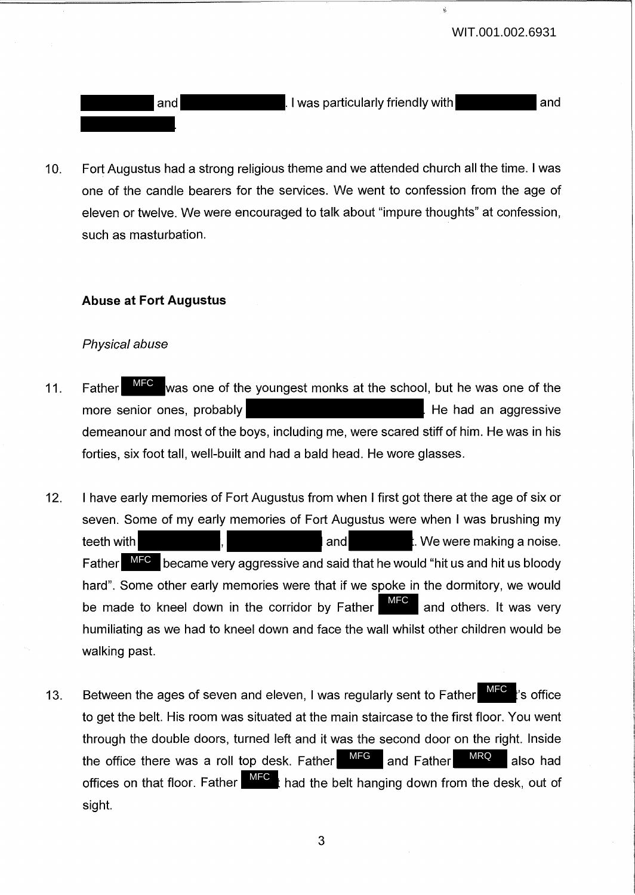and . I was particularly friendly with and .

10. Fort Augustus had a strong religious theme and we attended church all the time. I was one of the candle bearers for the services. We went to confession from the age of eleven or twelve. We were encouraged to talk about "impure thoughts" at confession, such as masturbation.

**Abuse at Fort Augustus**

*Physical abuse*

11. Father MFC was one of the youngest monks at the school, but he was one of the more senior ones, probably . He had an aggressive demeanour and most of the boys, including me, were scared stiff of him. He was in his forties, six foot tall, well-built and had a bald head. He wore glasses.

12. I have early memories of Fort Augustus from when I first got there at the age of six or seven. Some of my early memories of Fort Augustus were when I was brushing my teeth with , and . We were making a noise. Father MFC became very aggressive and said that he would "hit us and hit us bloody hard". Some other early memories were that if we spoke in the dormitory, we would be made to kneel down in the corridor by Father MFC and others. It was very humiliating as we had to kneel down and face the wall whilst other children would be walking past.

13. Between the ages of seven and eleven, I was regularly sent to Father MFC's office to get the belt. His room was situated at the main staircase to the first floor. You went through the double doors, turned left and it was the second door on the right. Inside the office there was a roll top desk. Father MFG and Father MRQ also had offices on that floor. Father MFC had the belt hanging down from the desk, out of sight.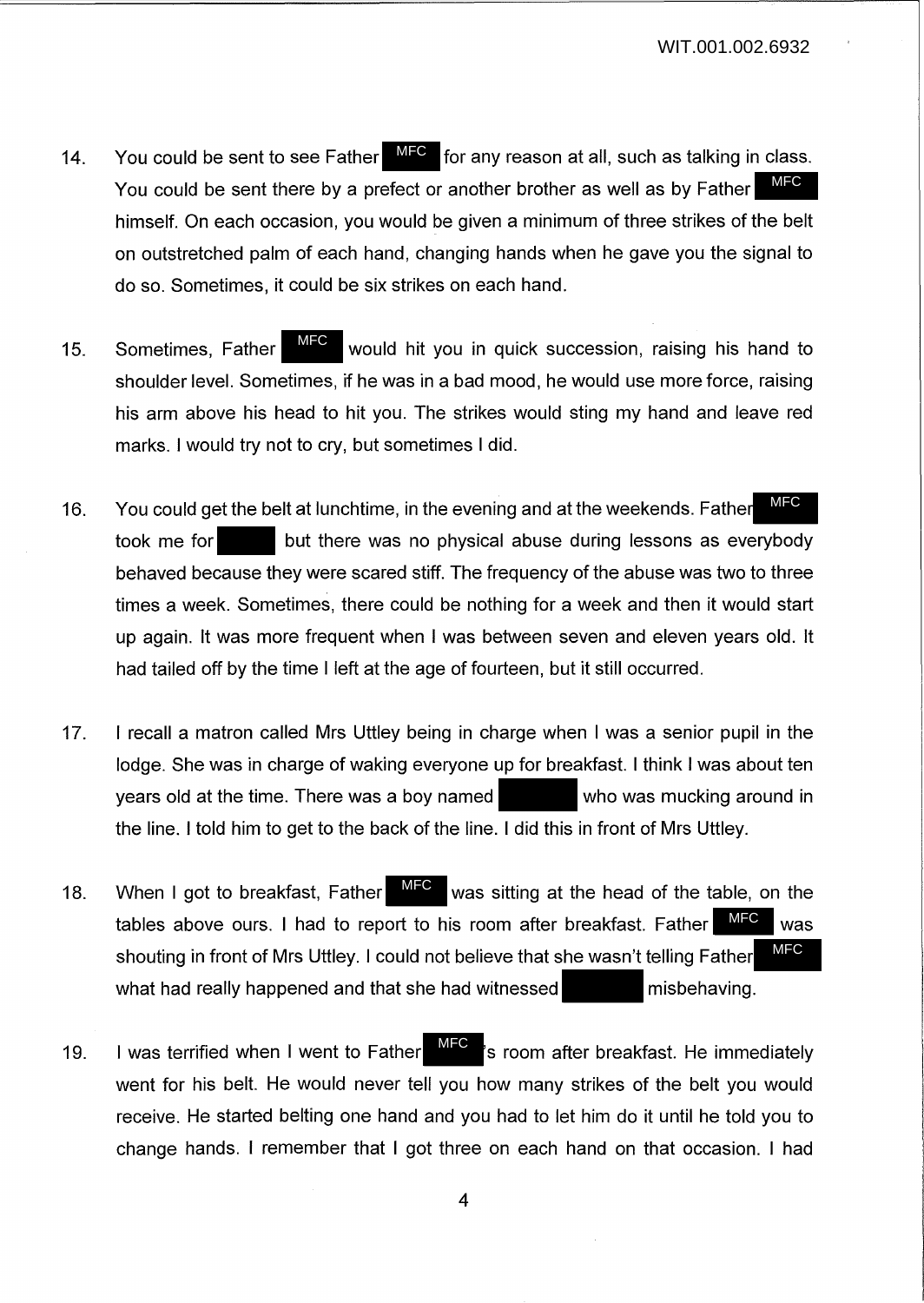14. You could be sent to see Father MFC for any reason at all, such as talking in class. You could be sent there by a prefect or another brother as well as by Father MFC himself. On each occasion, you would be given a minimum of three strikes of the belt on outstretched palm of each hand, changing hands when he gave you the signal to do so. Sometimes, it could be six strikes on each hand.

15. Sometimes, Father MFC would hit you in quick succession, raising his hand to shoulder level. Sometimes, if he was in a bad mood, he would use more force, raising his arm above his head to hit you. The strikes would sting my hand and leave red marks. I would try not to cry, but sometimes I did.

16. You could get the belt at lunchtime, in the evening and at the weekends. Father MFC took me for [REDACTED] but there was no physical abuse during lessons as everybody behaved because they were scared stiff. The frequency of the abuse was two to three times a week. Sometimes, there could be nothing for a week and then it would start up again. It was more frequent when I was between seven and eleven years old. It had tailed off by the time I left at the age of fourteen, but it still occurred.

17. I recall a matron called Mrs Uttley being in charge when I was a senior pupil in the lodge. She was in charge of waking everyone up for breakfast. I think I was about ten years old at the time. There was a boy named [REDACTED] who was mucking around in the line. I told him to get to the back of the line. I did this in front of Mrs Uttley.

18. When I got to breakfast, Father MFC was sitting at the head of the table, on the tables above ours. I had to report to his room after breakfast. Father MFC was shouting in front of Mrs Uttley. I could not believe that she wasn't telling Father MFC what had really happened and that she had witnessed [REDACTED] misbehaving.

19. I was terrified when I went to Father MFC's room after breakfast. He immediately went for his belt. He would never tell you how many strikes of the belt you would receive. He started belting one hand and you had to let him do it until he told you to change hands. I remember that I got three on each hand on that occasion. I had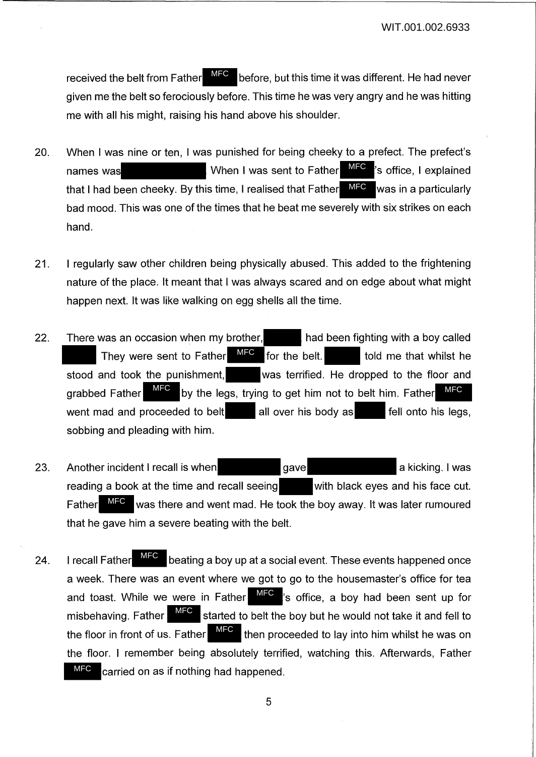received the belt from Father MFC before, but this time it was different. He had never given me the belt so ferociously before. This time he was very angry and he was hitting me with all his might, raising his hand above his shoulder.

20. When I was nine or ten, I was punished for being cheeky to a prefect. The prefect's names was [redacted]. When I was sent to Father MFC's office, I explained that I had been cheeky. By this time, I realised that Father MFC was in a particularly bad mood. This was one of the times that he beat me severely with six strikes on each hand.

21. I regularly saw other children being physically abused. This added to the frightening nature of the place. It meant that I was always scared and on edge about what might happen next. It was like walking on egg shells all the time.

22. There was an occasion when my brother, [redacted] had been fighting with a boy called [redacted] They were sent to Father MFC for the belt. [redacted] told me that whilst he stood and took the punishment, [redacted] was terrified. He dropped to the floor and grabbed Father MFC by the legs, trying to get him not to belt him. Father MFC went mad and proceeded to belt [redacted] all over his body as [redacted] fell onto his legs, sobbing and pleading with him.

23. Another incident I recall is when [redacted] gave [redacted] a kicking. I was reading a book at the time and recall seeing [redacted] with black eyes and his face cut. Father MFC was there and went mad. He took the boy away. It was later rumoured that he gave him a severe beating with the belt.

24. I recall Father MFC beating a boy up at a social event. These events happened once a week. There was an event where we got to go to the housemaster's office for tea and toast. While we were in Father MFC's office, a boy had been sent up for misbehaving. Father MFC started to belt the boy but he would not take it and fell to the floor in front of us. Father MFC then proceeded to lay into him whilst he was on the floor. I remember being absolutely terrified, watching this. Afterwards, Father MFC carried on as if nothing had happened.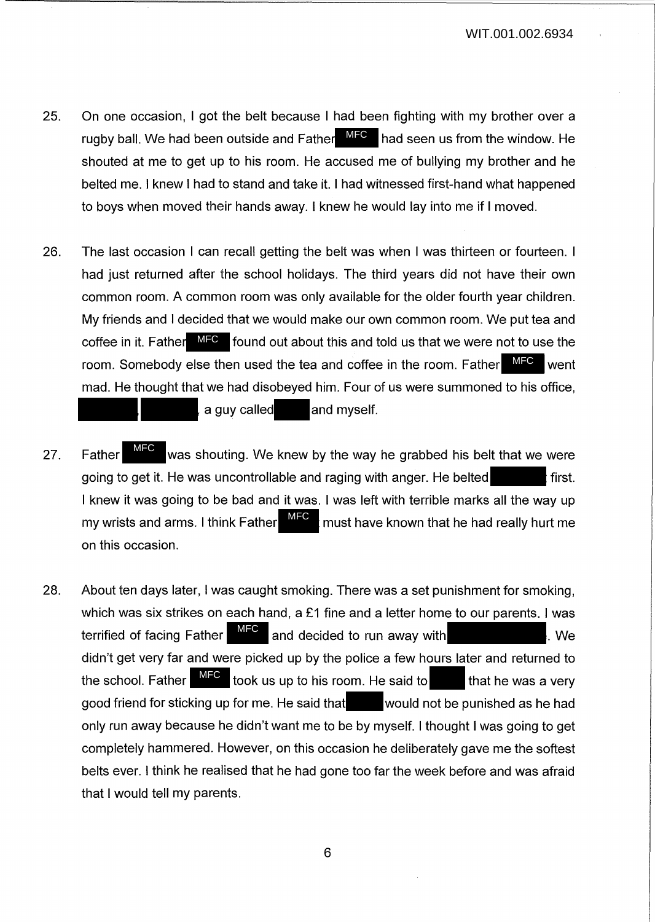25. On one occasion, I got the belt because I had been fighting with my brother over a rugby ball. We had been outside and Father MFC had seen us from the window. He shouted at me to get up to his room. He accused me of bullying my brother and he belted me. I knew I had to stand and take it. I had witnessed first-hand what happened to boys when moved their hands away. I knew he would lay into me if I moved.

26. The last occasion I can recall getting the belt was when I was thirteen or fourteen. I had just returned after the school holidays. The third years did not have their own common room. A common room was only available for the older fourth year children. My friends and I decided that we would make our own common room. We put tea and coffee in it. Father MFC found out about this and told us that we were not to use the room. Somebody else then used the tea and coffee in the room. Father MFC went mad. He thought that we had disobeyed him. Four of us were summoned to his office, [REDACTED], [REDACTED], a guy called [REDACTED] and myself.

27. Father MFC was shouting. We knew by the way he grabbed his belt that we were going to get it. He was uncontrollable and raging with anger. He belted [REDACTED] first. I knew it was going to be bad and it was. I was left with terrible marks all the way up my wrists and arms. I think Father MFC must have known that he had really hurt me on this occasion.

28. About ten days later, I was caught smoking. There was a set punishment for smoking, which was six strikes on each hand, a £1 fine and a letter home to our parents. I was terrified of facing Father MFC and decided to run away with [REDACTED]. We didn't get very far and were picked up by the police a few hours later and returned to the school. Father MFC took us up to his room. He said to [REDACTED] that he was a very good friend for sticking up for me. He said that [REDACTED] would not be punished as he had only run away because he didn't want me to be by myself. I thought I was going to get completely hammered. However, on this occasion he deliberately gave me the softest belts ever. I think he realised that he had gone too far the week before and was afraid that I would tell my parents.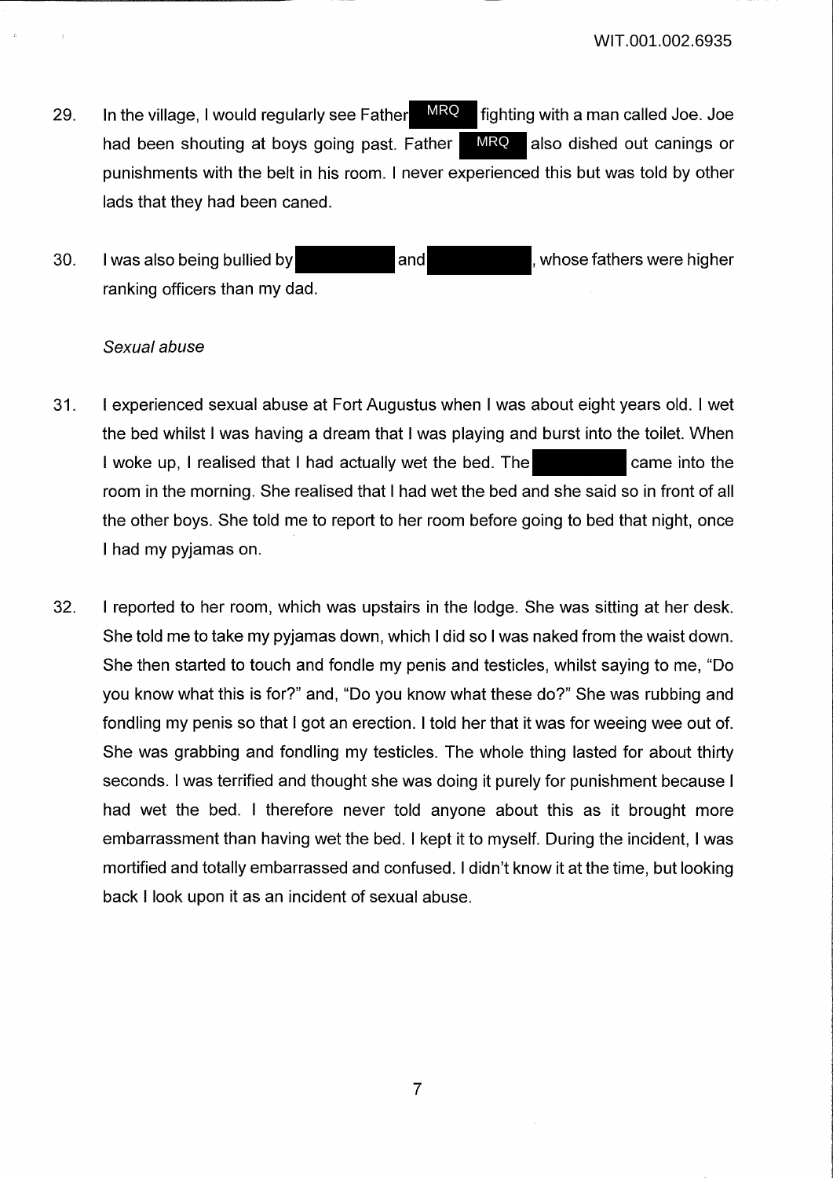29. In the village, I would regularly see Father MRQ fighting with a man called Joe. Joe had been shouting at boys going past. Father MRQ also dished out canings or punishments with the belt in his room. I never experienced this but was told by other lads that they had been caned.

30. I was also being bullied by [REDACTED] and [REDACTED], whose fathers were higher ranking officers than my dad.

*Sexual abuse*

31. I experienced sexual abuse at Fort Augustus when I was about eight years old. I wet the bed whilst I was having a dream that I was playing and burst into the toilet. When I woke up, I realised that I had actually wet the bed. The [REDACTED] came into the room in the morning. She realised that I had wet the bed and she said so in front of all the other boys. She told me to report to her room before going to bed that night, once I had my pyjamas on.

32. I reported to her room, which was upstairs in the lodge. She was sitting at her desk. She told me to take my pyjamas down, which I did so I was naked from the waist down. She then started to touch and fondle my penis and testicles, whilst saying to me, "Do you know what this is for?" and, "Do you know what these do?" She was rubbing and fondling my penis so that I got an erection. I told her that it was for weeing wee out of. She was grabbing and fondling my testicles. The whole thing lasted for about thirty seconds. I was terrified and thought she was doing it purely for punishment because I had wet the bed. I therefore never told anyone about this as it brought more embarrassment than having wet the bed. I kept it to myself. During the incident, I was mortified and totally embarrassed and confused. I didn't know it at the time, but looking back I look upon it as an incident of sexual abuse.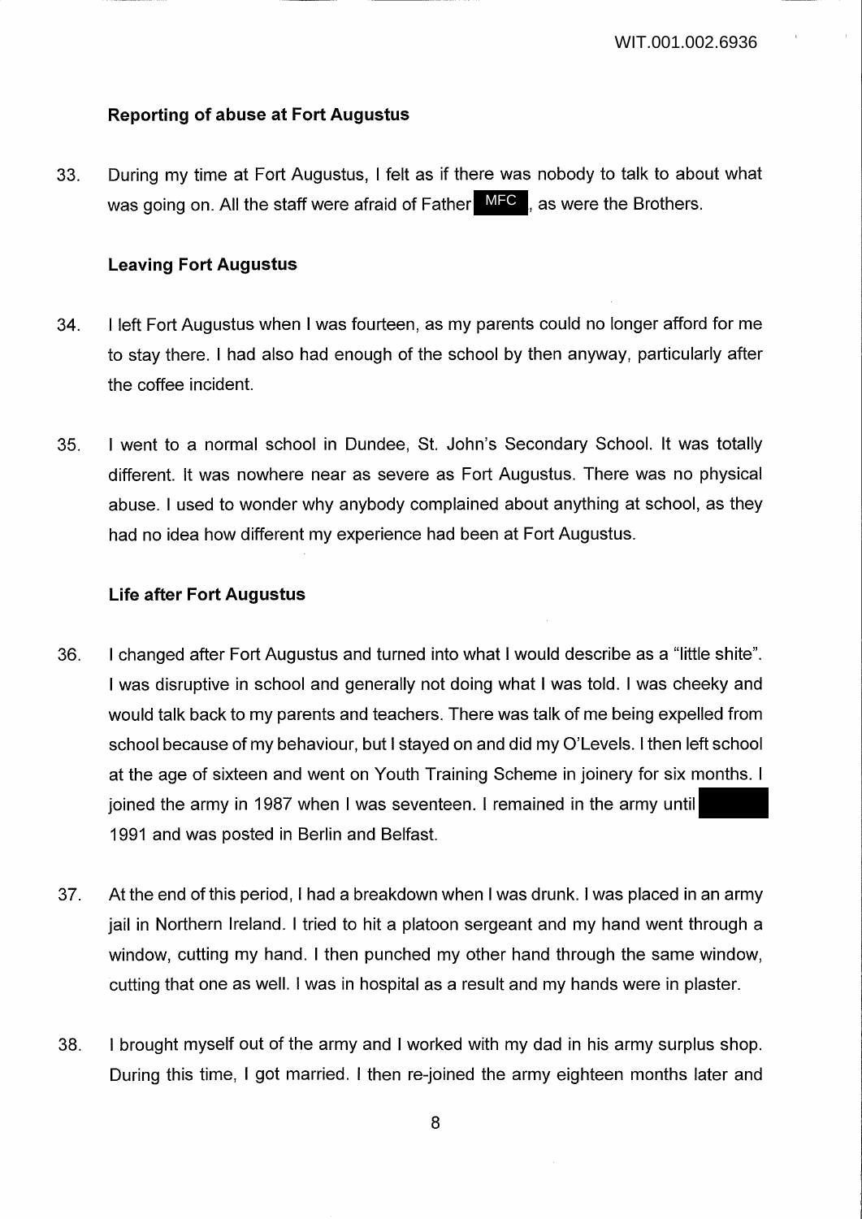### Reporting of abuse at Fort Augustus

33. During my time at Fort Augustus, I felt as if there was nobody to talk to about what was going on. All the staff were afraid of Father MFC, as were the Brothers.

### Leaving Fort Augustus

34. I left Fort Augustus when I was fourteen, as my parents could no longer afford for me to stay there. I had also had enough of the school by then anyway, particularly after the coffee incident.

35. I went to a normal school in Dundee, St. John's Secondary School. It was totally different. It was nowhere near as severe as Fort Augustus. There was no physical abuse. I used to wonder why anybody complained about anything at school, as they had no idea how different my experience had been at Fort Augustus.

### Life after Fort Augustus

36. I changed after Fort Augustus and turned into what I would describe as a "little shite". I was disruptive in school and generally not doing what I was told. I was cheeky and would talk back to my parents and teachers. There was talk of me being expelled from school because of my behaviour, but I stayed on and did my O'Levels. I then left school at the age of sixteen and went on Youth Training Scheme in joinery for six months. I joined the army in 1987 when I was seventeen. I remained in the army until 1991 and was posted in Berlin and Belfast.

37. At the end of this period, I had a breakdown when I was drunk. I was placed in an army jail in Northern Ireland. I tried to hit a platoon sergeant and my hand went through a window, cutting my hand. I then punched my other hand through the same window, cutting that one as well. I was in hospital as a result and my hands were in plaster.

38. I brought myself out of the army and I worked with my dad in his army surplus shop. During this time, I got married. I then re-joined the army eighteen months later and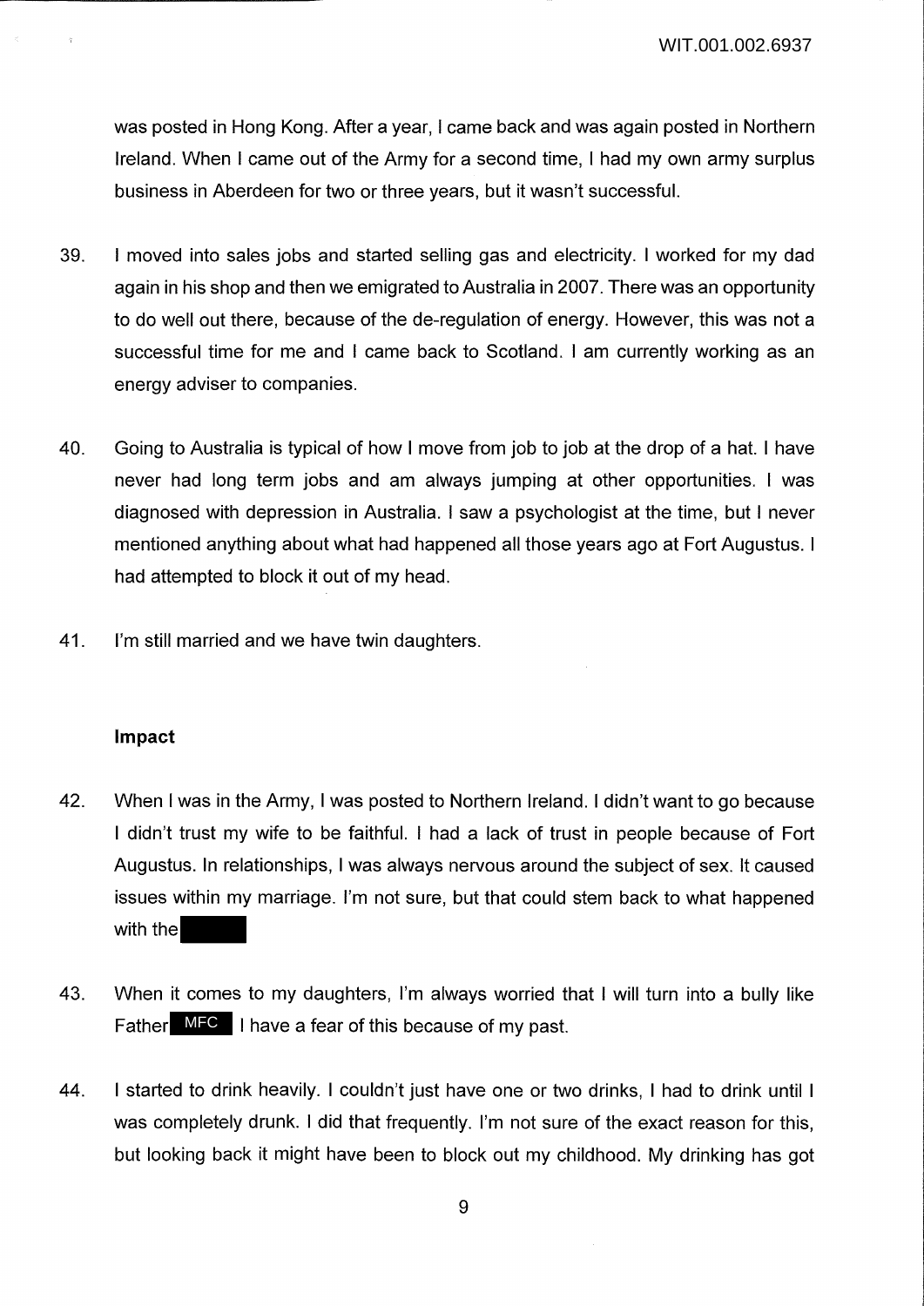was posted in Hong Kong. After a year, I came back and was again posted in Northern Ireland. When I came out of the Army for a second time, I had my own army surplus business in Aberdeen for two or three years, but it wasn't successful.

39. I moved into sales jobs and started selling gas and electricity. I worked for my dad again in his shop and then we emigrated to Australia in 2007. There was an opportunity to do well out there, because of the de-regulation of energy. However, this was not a successful time for me and I came back to Scotland. I am currently working as an energy adviser to companies.

40. Going to Australia is typical of how I move from job to job at the drop of a hat. I have never had long term jobs and am always jumping at other opportunities. I was diagnosed with depression in Australia. I saw a psychologist at the time, but I never mentioned anything about what had happened all those years ago at Fort Augustus. I had attempted to block it out of my head.

41. I'm still married and we have twin daughters.

### Impact

42. When I was in the Army, I was posted to Northern Ireland. I didn't want to go because I didn't trust my wife to be faithful. I had a lack of trust in people because of Fort Augustus. In relationships, I was always nervous around the subject of sex. It caused issues within my marriage. I'm not sure, but that could stem back to what happened with the [REDACTED]

43. When it comes to my daughters, I'm always worried that I will turn into a bully like Father MFC I have a fear of this because of my past.

44. I started to drink heavily. I couldn't just have one or two drinks, I had to drink until I was completely drunk. I did that frequently. I'm not sure of the exact reason for this, but looking back it might have been to block out my childhood. My drinking has got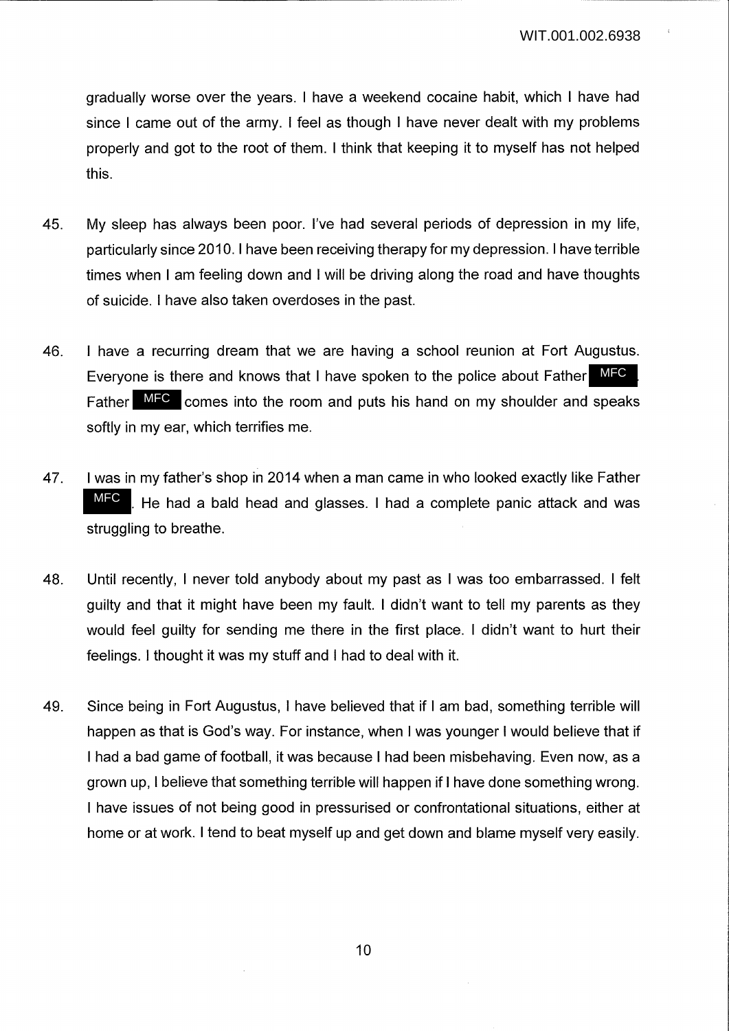gradually worse over the years. I have a weekend cocaine habit, which I have had since I came out of the army. I feel as though I have never dealt with my problems properly and got to the root of them. I think that keeping it to myself has not helped this.

45. My sleep has always been poor. I've had several periods of depression in my life, particularly since 2010. I have been receiving therapy for my depression. I have terrible times when I am feeling down and I will be driving along the road and have thoughts of suicide. I have also taken overdoses in the past.

46. I have a recurring dream that we are having a school reunion at Fort Augustus. Everyone is there and knows that I have spoken to the police about Father MFC. Father MFC comes into the room and puts his hand on my shoulder and speaks softly in my ear, which terrifies me.

47. I was in my father's shop in 2014 when a man came in who looked exactly like Father MFC. He had a bald head and glasses. I had a complete panic attack and was struggling to breathe.

48. Until recently, I never told anybody about my past as I was too embarrassed. I felt guilty and that it might have been my fault. I didn't want to tell my parents as they would feel guilty for sending me there in the first place. I didn't want to hurt their feelings. I thought it was my stuff and I had to deal with it.

49. Since being in Fort Augustus, I have believed that if I am bad, something terrible will happen as that is God's way. For instance, when I was younger I would believe that if I had a bad game of football, it was because I had been misbehaving. Even now, as a grown up, I believe that something terrible will happen if I have done something wrong. I have issues of not being good in pressurised or confrontational situations, either at home or at work. I tend to beat myself up and get down and blame myself very easily.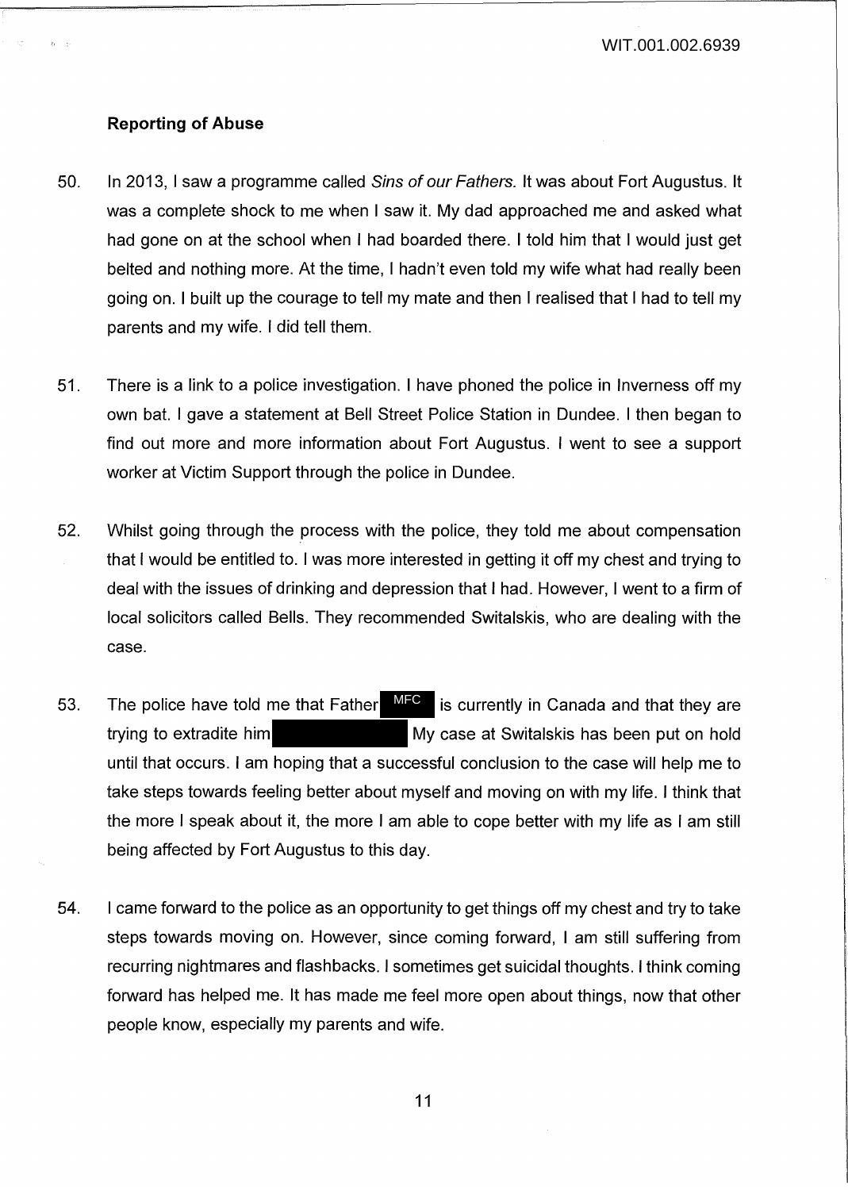## Reporting of Abuse

50. In 2013, I saw a programme called *Sins of our Fathers*. It was about Fort Augustus. It was a complete shock to me when I saw it. My dad approached me and asked what had gone on at the school when I had boarded there. I told him that I would just get belted and nothing more. At the time, I hadn't even told my wife what had really been going on. I built up the courage to tell my mate and then I realised that I had to tell my parents and my wife. I did tell them.

51. There is a link to a police investigation. I have phoned the police in Inverness off my own bat. I gave a statement at Bell Street Police Station in Dundee. I then began to find out more and more information about Fort Augustus. I went to see a support worker at Victim Support through the police in Dundee.

52. Whilst going through the process with the police, they told me about compensation that I would be entitled to. I was more interested in getting it off my chest and trying to deal with the issues of drinking and depression that I had. However, I went to a firm of local solicitors called Bells. They recommended Switalskis, who are dealing with the case.

53. The police have told me that Father MFC is currently in Canada and that they are trying to extradite him [REDACTED] My case at Switalskis has been put on hold until that occurs. I am hoping that a successful conclusion to the case will help me to take steps towards feeling better about myself and moving on with my life. I think that the more I speak about it, the more I am able to cope better with my life as I am still being affected by Fort Augustus to this day.

54. I came forward to the police as an opportunity to get things off my chest and try to take steps towards moving on. However, since coming forward, I am still suffering from recurring nightmares and flashbacks. I sometimes get suicidal thoughts. I think coming forward has helped me. It has made me feel more open about things, now that other people know, especially my parents and wife.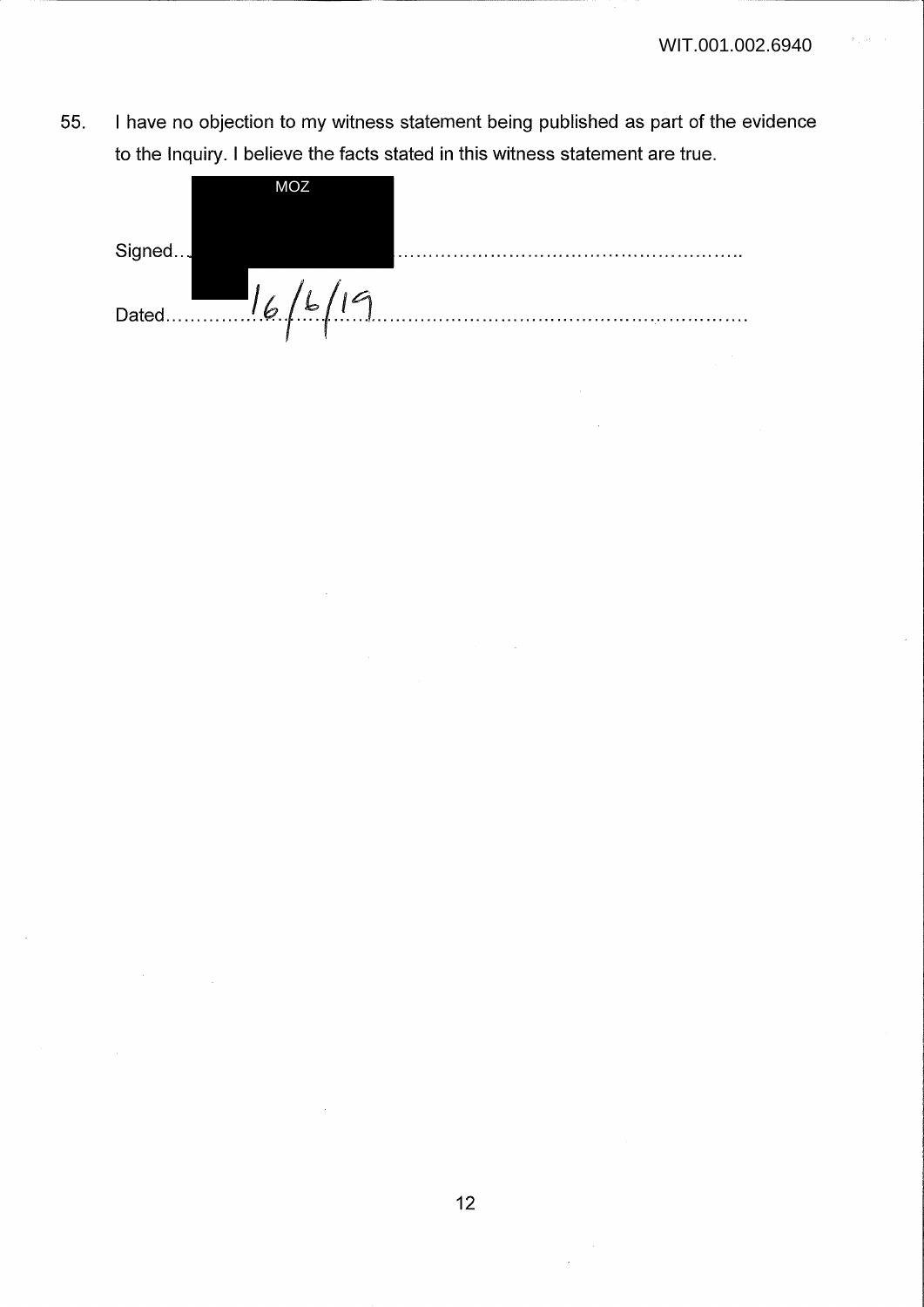55. I have no objection to my witness statement being published as part of the evidence to the Inquiry. I believe the facts stated in this witness statement are true.

MOZ

Signed...............................................................

Dated......16/6/19...............................................................